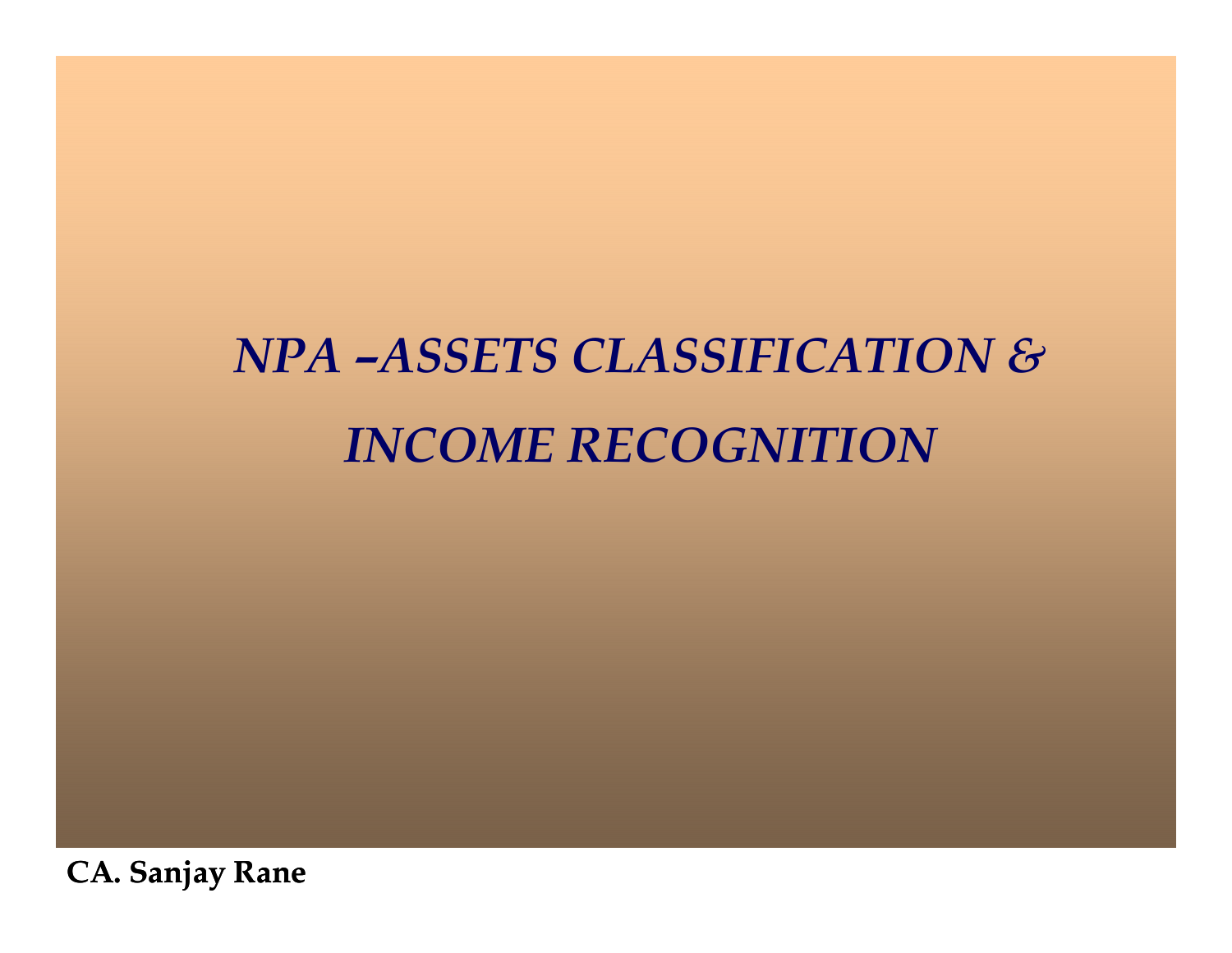# *NPA –ASSETS CLASSIFICATION & INCOME RECOGNITION*

**CA. Sanjay Rane**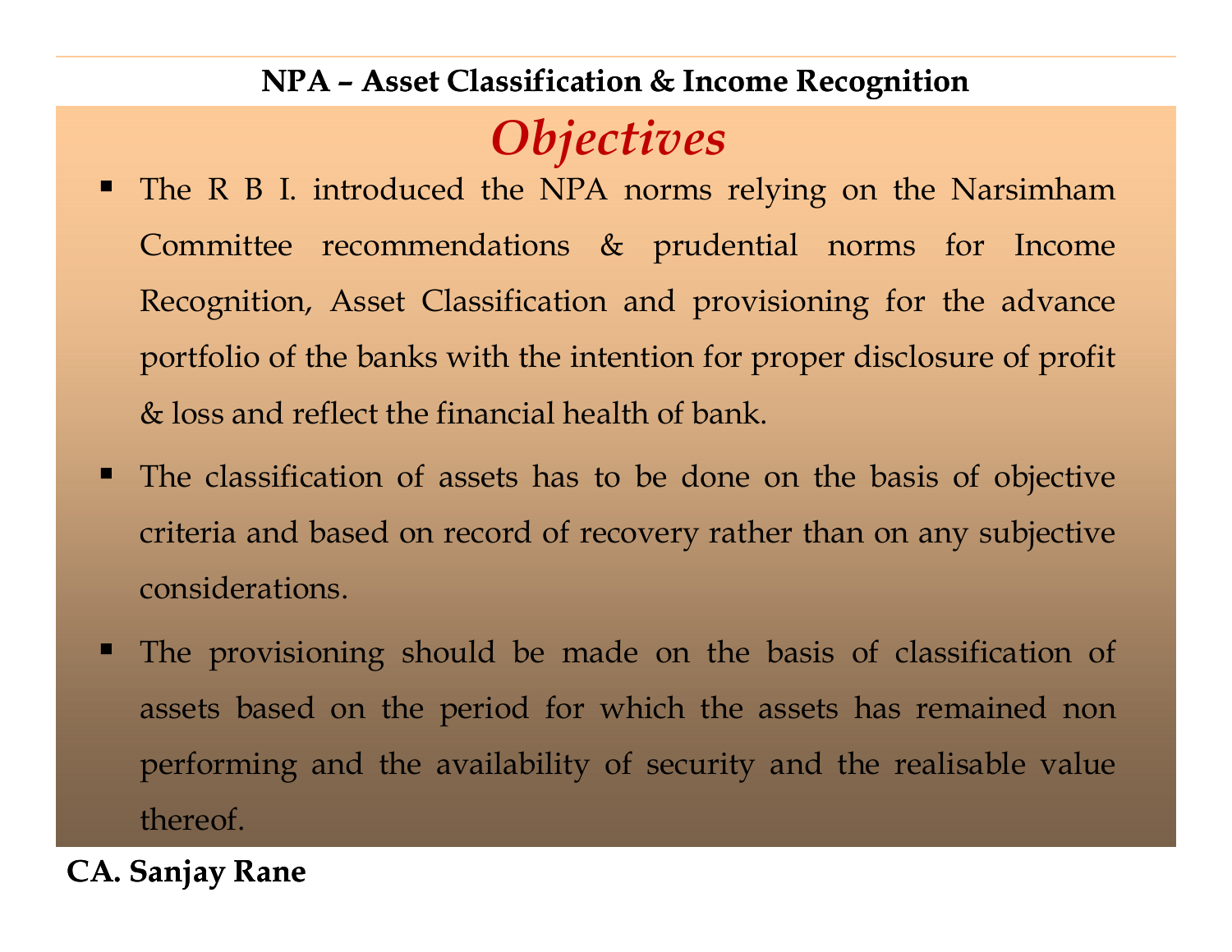## NPA – Asset Classification & Income Recognition

### *Objectives*

- The R B I. introduced the NPA norms relying on the Narsimham Committee recommendations & prudential norms for Income Recognition, Asset Classification and provisioning for the advance portfolio of the banks with the intention for proper disclosure of profit & loss and reflect the financial health of bank.
- The classification of assets has to be done on the basis of objective criteria and based on record of recovery rather than on any subjective considerations.
- The provisioning should be made on the basis of classification of assets based on the period for which the assets has remained non performing and the availability of security and the realisable value thereof.

**CA. Sanjay Rane**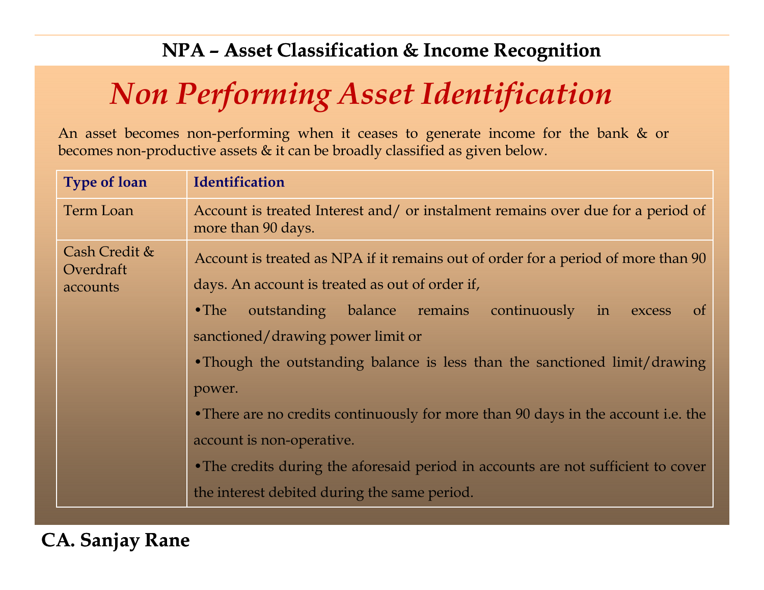## NPA – Asset Classification & Income Recognition

# *Non Performing Asset Identification*

An asset becomes non-performing when it ceases to generate income for the bank & or becomes non-productive assets & it can be broadly classified as given below.

| Type of loan | Identification |
|---|---|
| Term Loan | Account is treated Interest and/ or instalment remains over due for a period of more than 90 days. |
| Cash Credit & Overdraft accounts | Account is treated as NPA if it remains out of order for a period of more than 90 days. An account is treated as out of order if,<br>•The outstanding balance remains continuously in excess of sanctioned/drawing power limit or<br>•Though the outstanding balance is less than the sanctioned limit/drawing power.<br>•There are no credits continuously for more than 90 days in the account i.e. the account is non-operative.<br>•The credits during the aforesaid period in accounts are not sufficient to cover the interest debited during the same period. |

**CA. Sanjay Rane**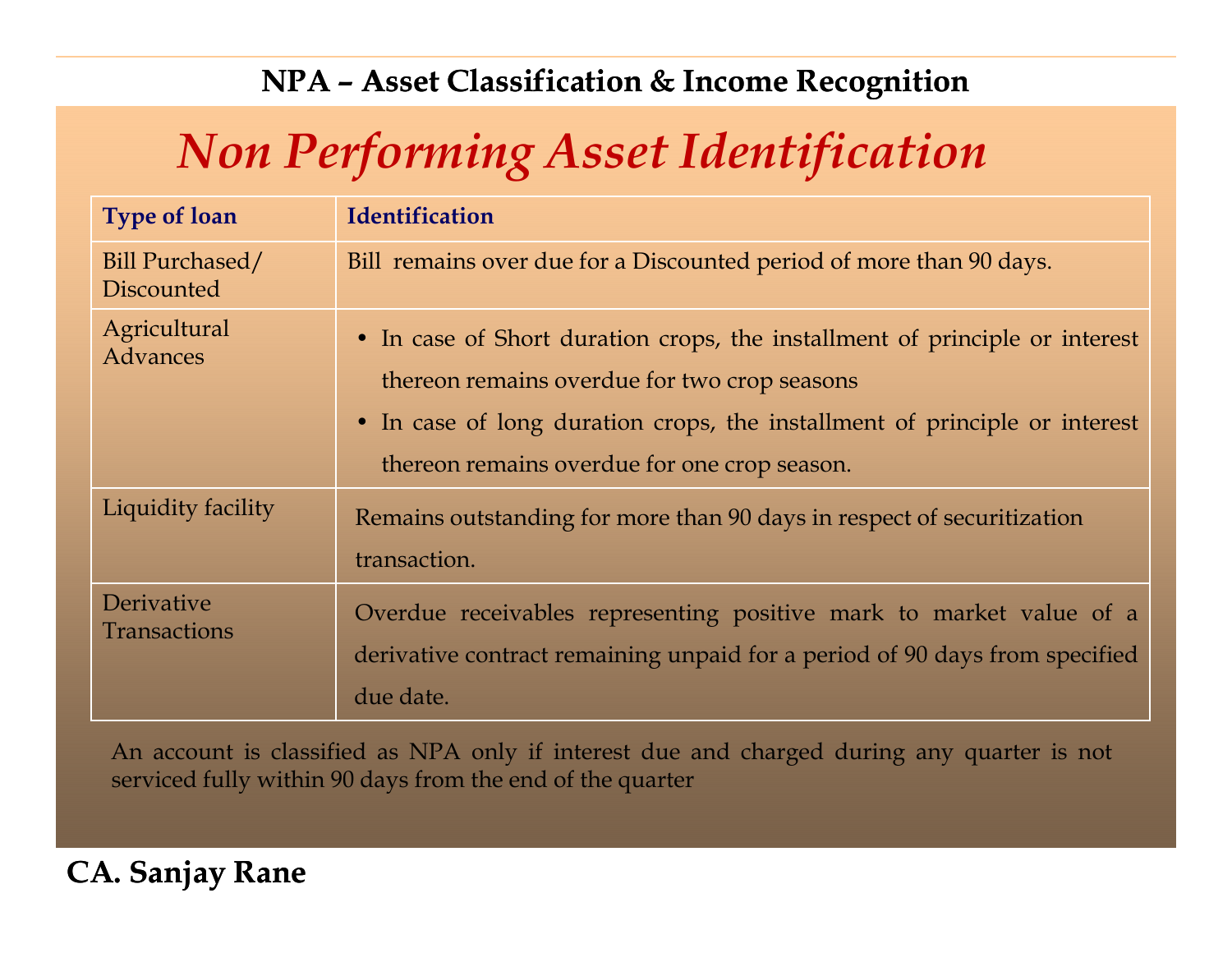## NPA – Asset Classification & Income Recognition

# *Non Performing Asset Identification*

| Type of loan | Identification |
| --- | --- |
| Bill Purchased/ Discounted | Bill remains over due for a Discounted period of more than 90 days. |
| Agricultural Advances | • In case of Short duration crops, the installment of principle or interest thereon remains overdue for two crop seasons<br>• In case of long duration crops, the installment of principle or interest thereon remains overdue for one crop season. |
| Liquidity facility | Remains outstanding for more than 90 days in respect of securitization transaction. |
| Derivative Transactions | Overdue receivables representing positive mark to market value of a derivative contract remaining unpaid for a period of 90 days from specified due date. |

An account is classified as NPA only if interest due and charged during any quarter is not serviced fully within 90 days from the end of the quarter

**CA. Sanjay Rane**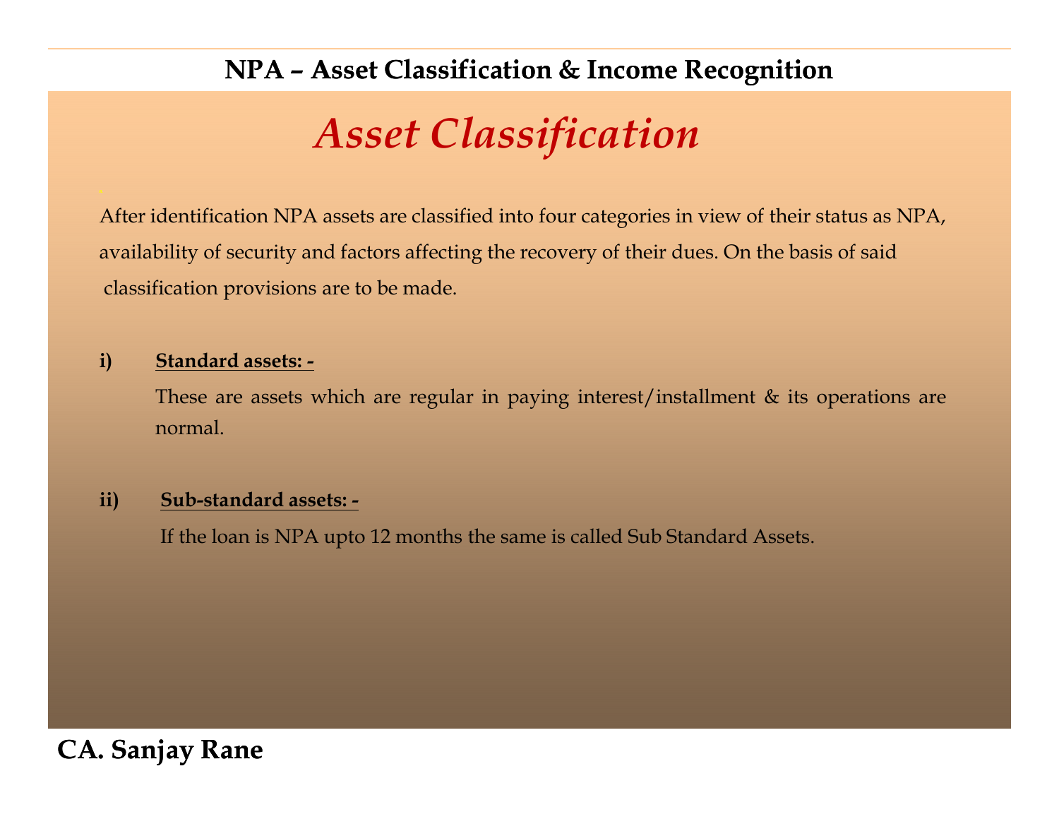# Asset Classification

After identification NPA assets are classified into four categories in view of their status as NPA, availability of security and factors affecting the recovery of their dues. On the basis of said classification provisions are to be made.

**i) <u>Standard assets: -</u>**

These are assets which are regular in paying interest/installment & its operations are normal.

**ii) <u>Sub-standard assets: -</u>**

If the loan is NPA upto 12 months the same is called Sub Standard Assets.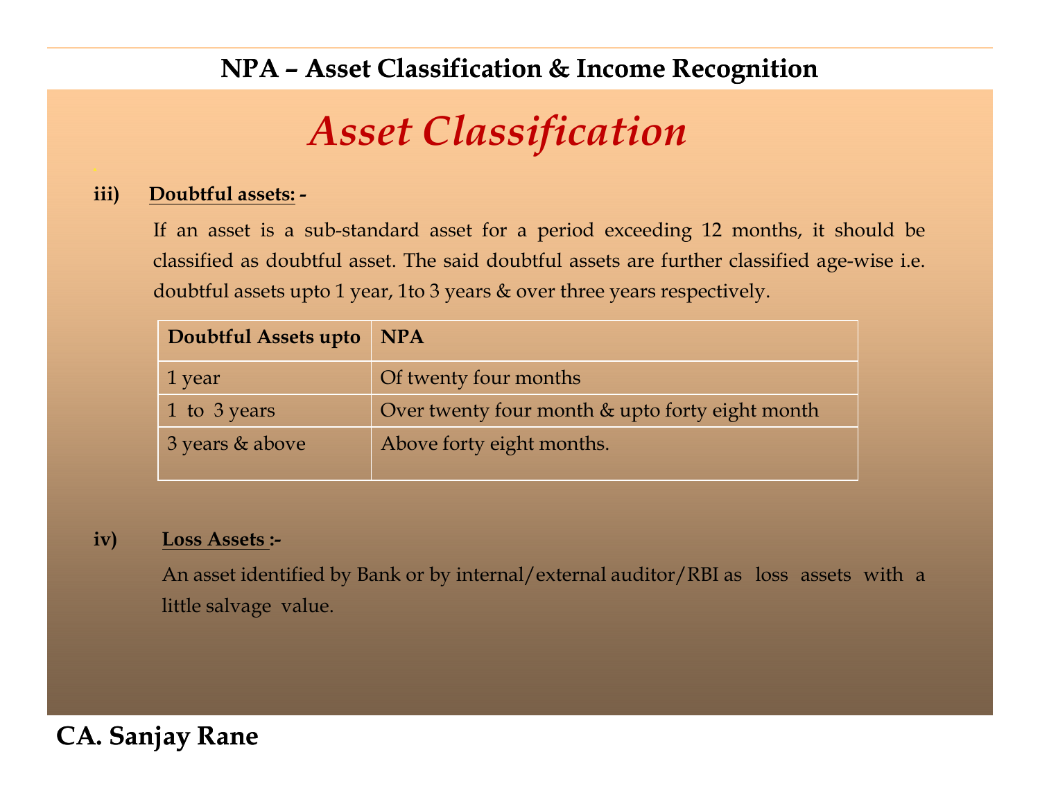## NPA – Asset Classification & Income Recognition

# *Asset Classification*

**iii) Doubtful assets: -**

If an asset is a sub-standard asset for a period exceeding 12 months, it should be classified as doubtful asset. The said doubtful assets are further classified age-wise i.e. doubtful assets upto 1 year, 1to 3 years & over three years respectively.

| **Doubtful Assets upto** | **NPA** |
| --- | --- |
| 1 year | Of twenty four months |
| 1 to 3 years | Over twenty four month & upto forty eight month |
| 3 years & above | Above forty eight months. |

**iv) Loss Assets :-**

An asset identified by Bank or by internal/external auditor/RBI as loss assets with a little salvage value.

**CA. Sanjay Rane**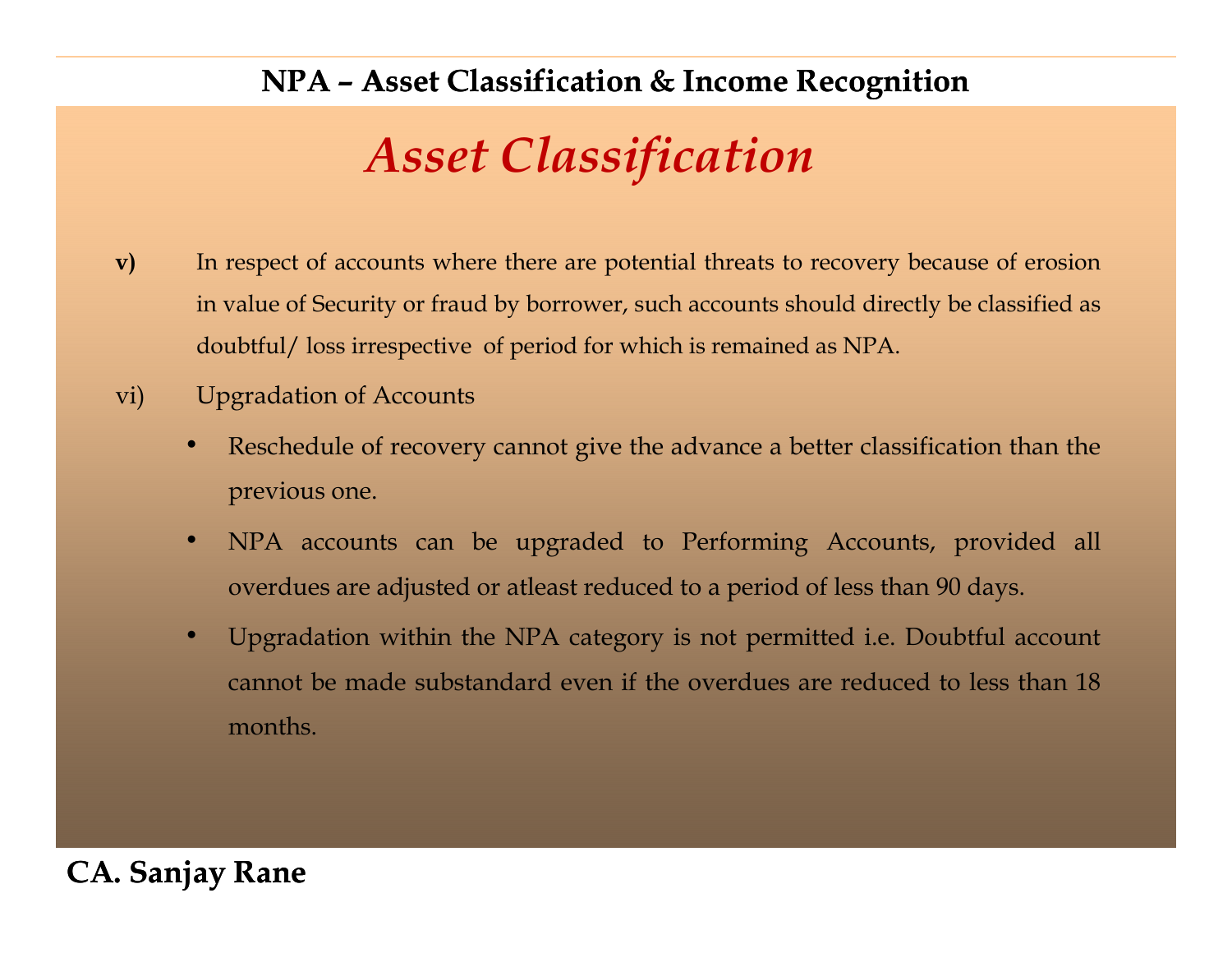## NPA – Asset Classification & Income Recognition

# *Asset Classification*

**v)** In respect of accounts where there are potential threats to recovery because of erosion in value of Security or fraud by borrower, such accounts should directly be classified as doubtful/ loss irrespective of period for which is remained as NPA.

vi) Upgradation of Accounts

- Reschedule of recovery cannot give the advance a better classification than the previous one.
- NPA accounts can be upgraded to Performing Accounts, provided all overdues are adjusted or atleast reduced to a period of less than 90 days.
- Upgradation within the NPA category is not permitted i.e. Doubtful account cannot be made substandard even if the overdues are reduced to less than 18 months.

**CA. Sanjay Rane**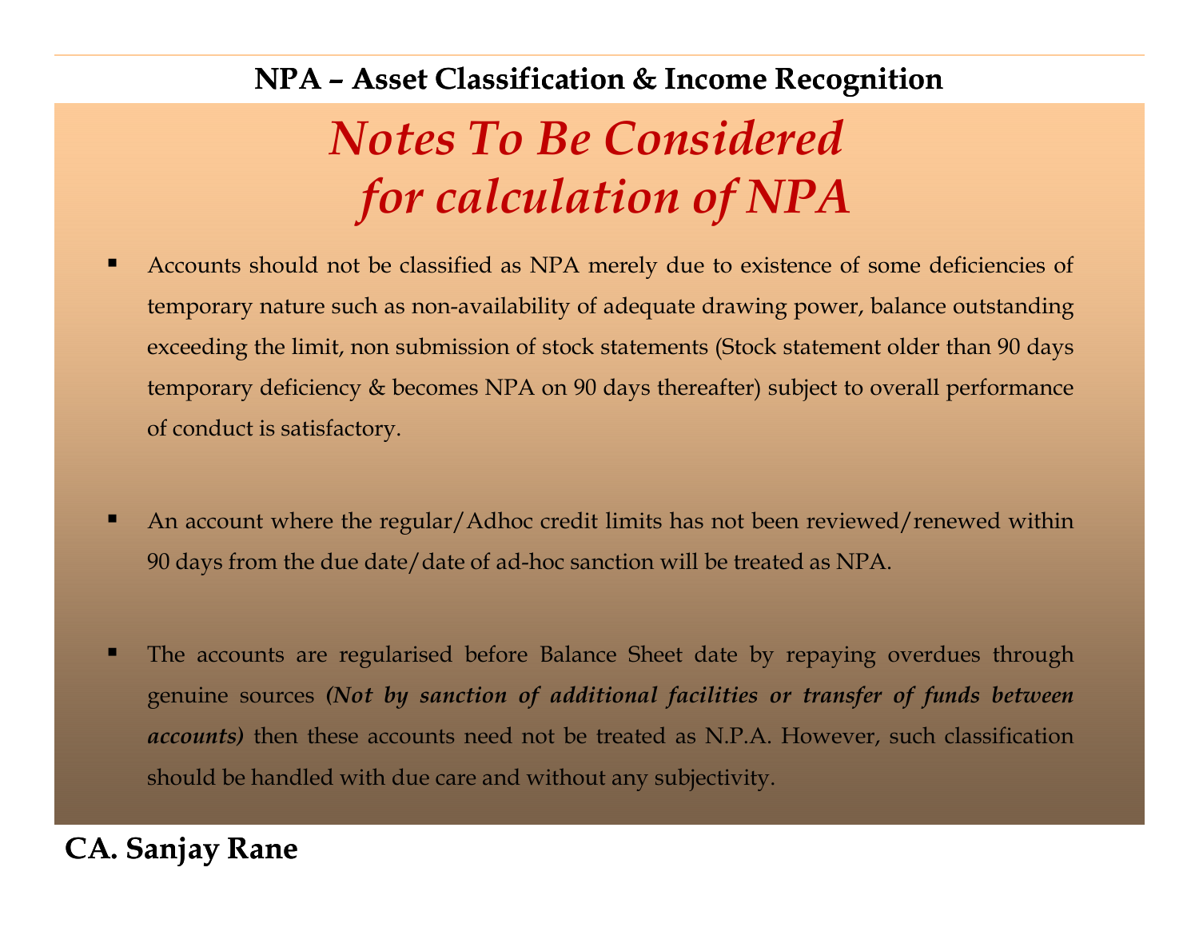## NPA – Asset Classification & Income Recognition

# *Notes To Be Considered for calculation of NPA*

- Accounts should not be classified as NPA merely due to existence of some deficiencies of temporary nature such as non-availability of adequate drawing power, balance outstanding exceeding the limit, non submission of stock statements (Stock statement older than 90 days temporary deficiency & becomes NPA on 90 days thereafter) subject to overall performance of conduct is satisfactory.

- An account where the regular/Adhoc credit limits has not been reviewed/renewed within 90 days from the due date/date of ad-hoc sanction will be treated as NPA.

- The accounts are regularised before Balance Sheet date by repaying overdues through genuine sources ***(Not by sanction of additional facilities or transfer of funds between accounts)*** then these accounts need not be treated as N.P.A. However, such classification should be handled with due care and without any subjectivity.

**CA. Sanjay Rane**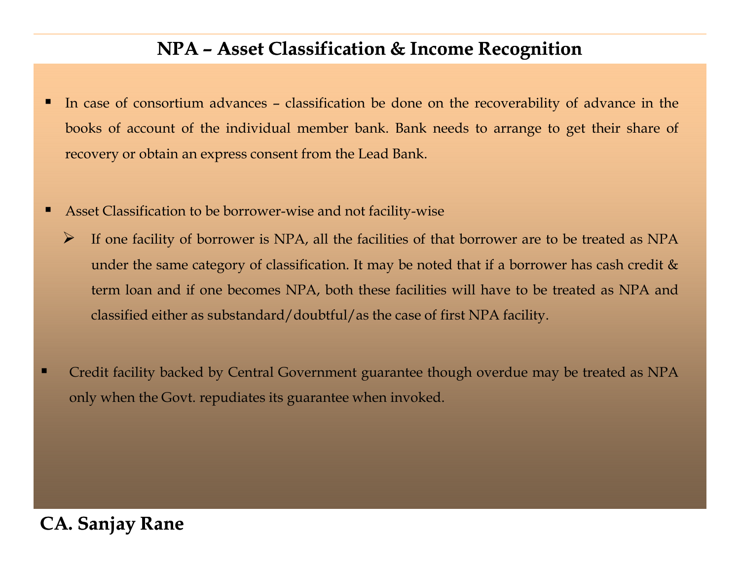# NPA – Asset Classification & Income Recognition

- In case of consortium advances – classification be done on the recoverability of advance in the books of account of the individual member bank. Bank needs to arrange to get their share of recovery or obtain an express consent from the Lead Bank.

- Asset Classification to be borrower-wise and not facility-wise
  - If one facility of borrower is NPA, all the facilities of that borrower are to be treated as NPA under the same category of classification. It may be noted that if a borrower has cash credit & term loan and if one becomes NPA, both these facilities will have to be treated as NPA and classified either as substandard/doubtful/as the case of first NPA facility.

- Credit facility backed by Central Government guarantee though overdue may be treated as NPA only when the Govt. repudiates its guarantee when invoked.

**CA. Sanjay Rane**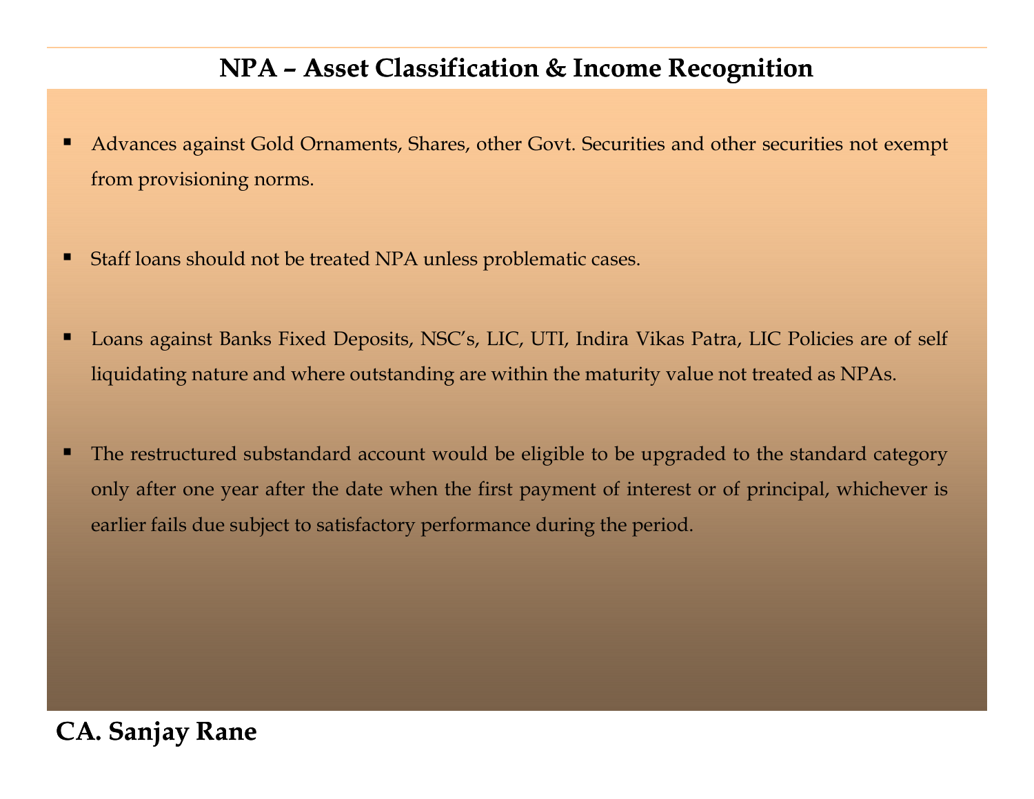# NPA – Asset Classification & Income Recognition

- Advances against Gold Ornaments, Shares, other Govt. Securities and other securities not exempt from provisioning norms.

- Staff loans should not be treated NPA unless problematic cases.

- Loans against Banks Fixed Deposits, NSC's, LIC, UTI, Indira Vikas Patra, LIC Policies are of self liquidating nature and where outstanding are within the maturity value not treated as NPAs.

- The restructured substandard account would be eligible to be upgraded to the standard category only after one year after the date when the first payment of interest or of principal, whichever is earlier fails due subject to satisfactory performance during the period.

**CA. Sanjay Rane**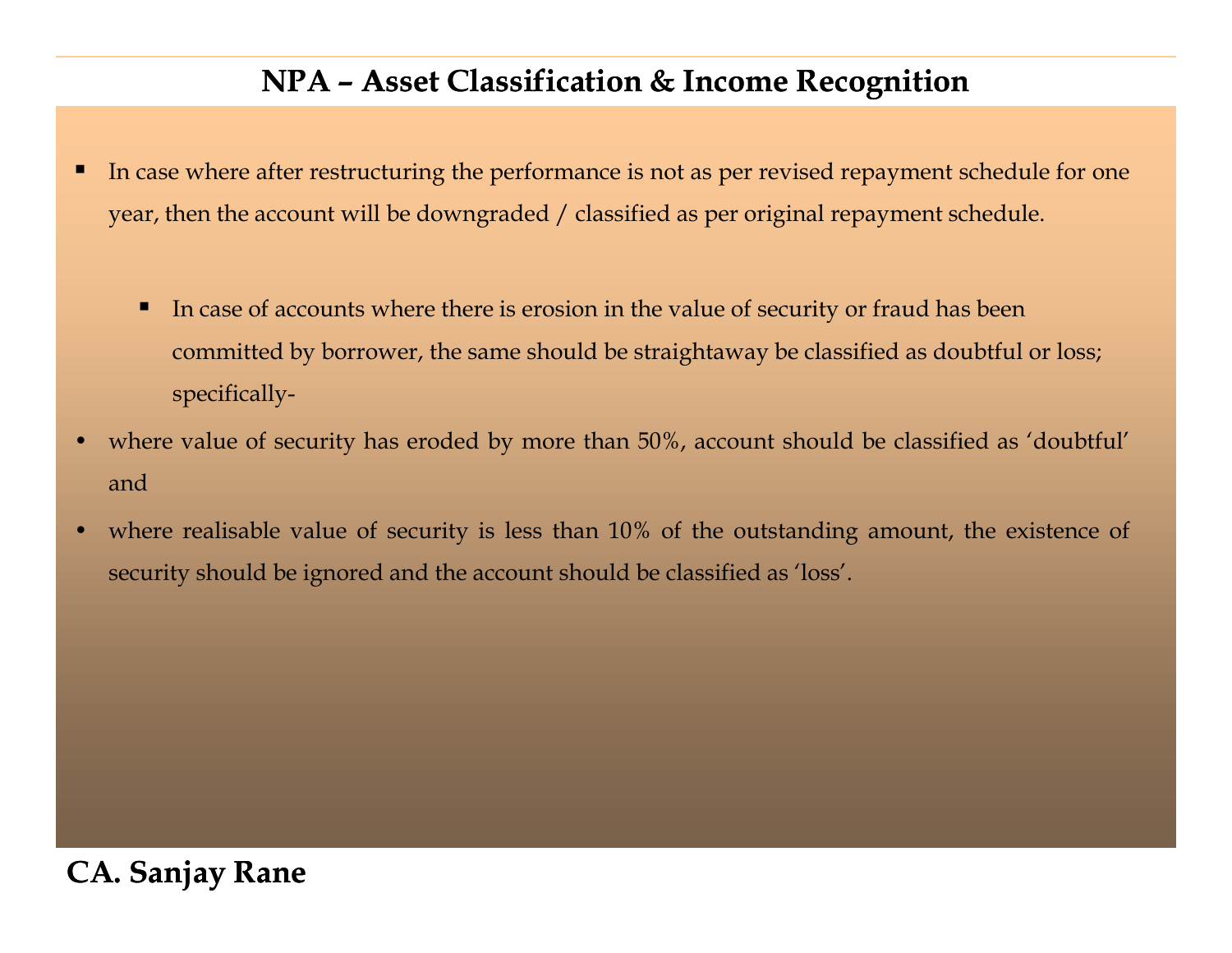# NPA – Asset Classification & Income Recognition

- In case where after restructuring the performance is not as per revised repayment schedule for one year, then the account will be downgraded / classified as per original repayment schedule.

  - In case of accounts where there is erosion in the value of security or fraud has been committed by borrower, the same should be straightaway be classified as doubtful or loss; specifically-

- where value of security has eroded by more than 50%, account should be classified as 'doubtful' and
- where realisable value of security is less than 10% of the outstanding amount, the existence of security should be ignored and the account should be classified as 'loss'.

**CA. Sanjay Rane**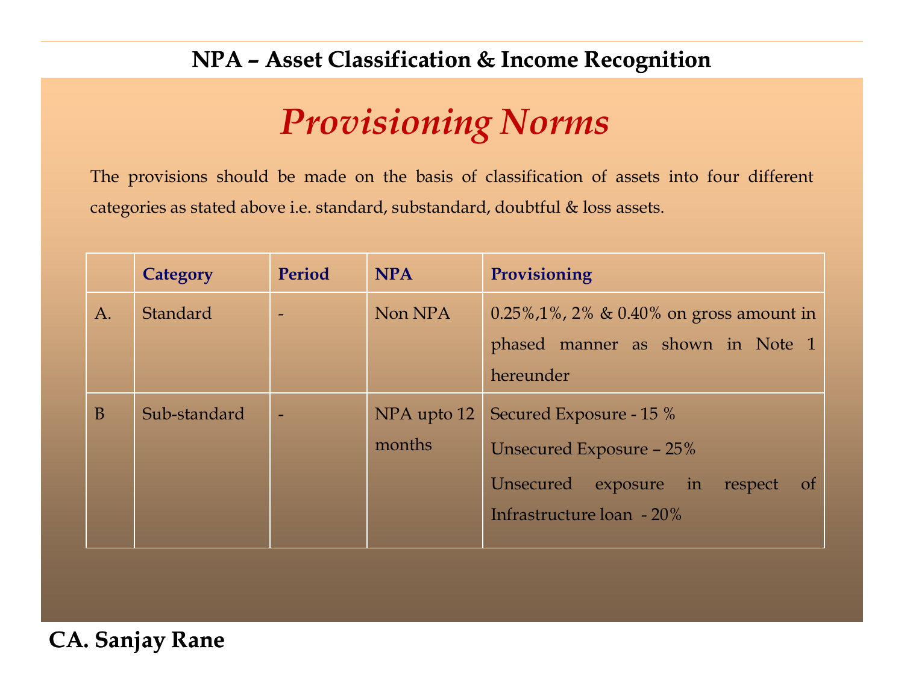## NPA – Asset Classification & Income Recognition

# *Provisioning Norms*

The provisions should be made on the basis of classification of assets into four different categories as stated above i.e. standard, substandard, doubtful & loss assets.

| | Category | Period | NPA | Provisioning |
|---|---|---|---|---|
| A. | Standard | - | Non NPA | 0.25%,1%, 2% & 0.40% on gross amount in phased manner as shown in Note 1 hereunder |
| B | Sub-standard | - | NPA upto 12 months | Secured Exposure - 15 %<br>Unsecured Exposure – 25%<br>Unsecured exposure in respect of Infrastructure loan - 20% |

**CA. Sanjay Rane**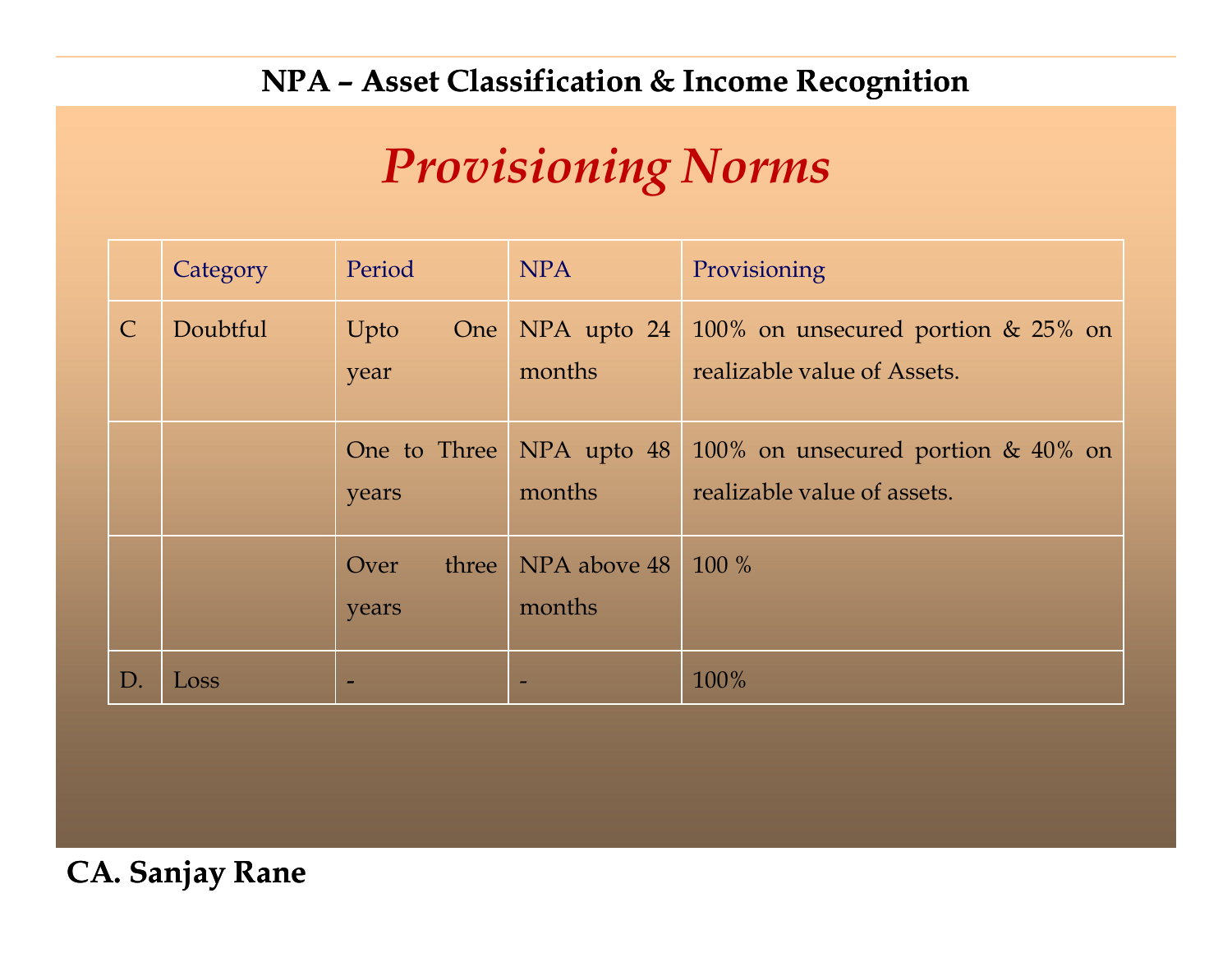## NPA – Asset Classification & Income Recognition

# *Provisioning Norms*

| | Category | Period | NPA | Provisioning |
|---|---|---|---|---|
| C | Doubtful | Upto One year | NPA upto 24 months | 100% on unsecured portion & 25% on realizable value of Assets. |
| | | One to Three years | NPA upto 48 months | 100% on unsecured portion & 40% on realizable value of assets. |
| | | Over three years | NPA above 48 months | 100 % |
| D. | Loss | - | - | 100% |

**CA. Sanjay Rane**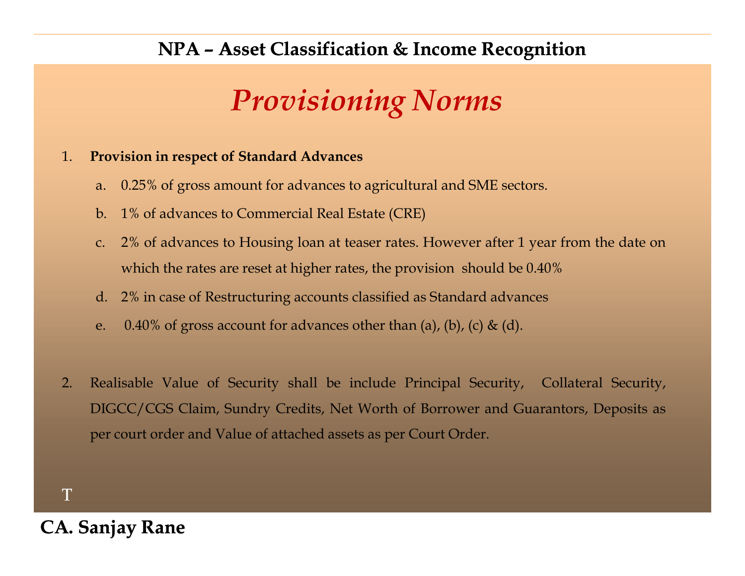## NPA – Asset Classification & Income Recognition

# *Provisioning Norms*

1. **Provision in respect of Standard Advances**
   a. 0.25% of gross amount for advances to agricultural and SME sectors.
   b. 1% of advances to Commercial Real Estate (CRE)
   c. 2% of advances to Housing loan at teaser rates. However after 1 year from the date on which the rates are reset at higher rates, the provision should be 0.40%
   d. 2% in case of Restructuring accounts classified as Standard advances
   e. 0.40% of gross account for advances other than (a), (b), (c) & (d).

2. Realisable Value of Security shall be include Principal Security, Collateral Security, DIGCC/CGS Claim, Sundry Credits, Net Worth of Borrower and Guarantors, Deposits as per court order and Value of attached assets as per Court Order.

T

**CA. Sanjay Rane**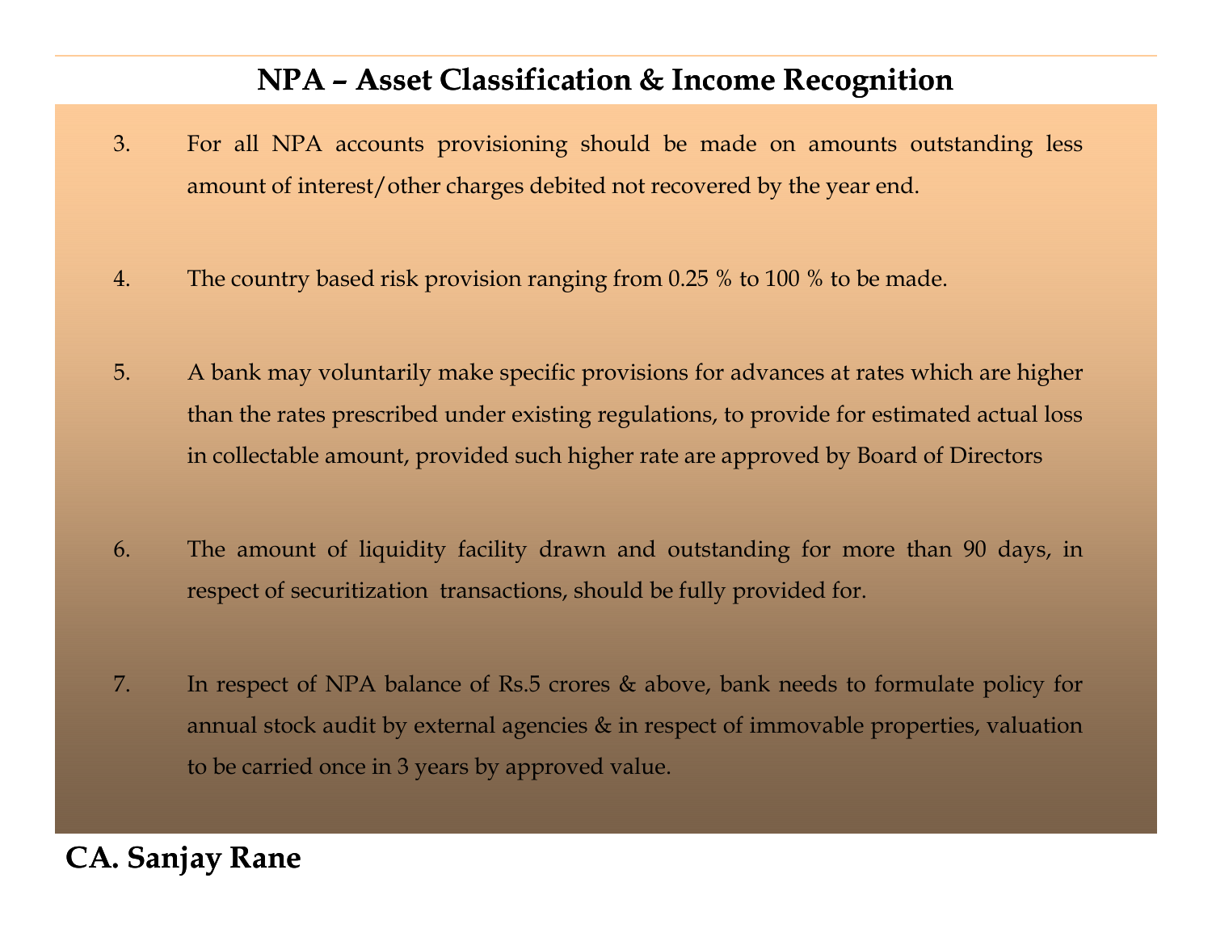# NPA – Asset Classification & Income Recognition

3. For all NPA accounts provisioning should be made on amounts outstanding less amount of interest/other charges debited not recovered by the year end.

4. The country based risk provision ranging from 0.25 % to 100 % to be made.

5. A bank may voluntarily make specific provisions for advances at rates which are higher than the rates prescribed under existing regulations, to provide for estimated actual loss in collectable amount, provided such higher rate are approved by Board of Directors

6. The amount of liquidity facility drawn and outstanding for more than 90 days, in respect of securitization transactions, should be fully provided for.

7. In respect of NPA balance of Rs.5 crores & above, bank needs to formulate policy for annual stock audit by external agencies & in respect of immovable properties, valuation to be carried once in 3 years by approved value.

**CA. Sanjay Rane**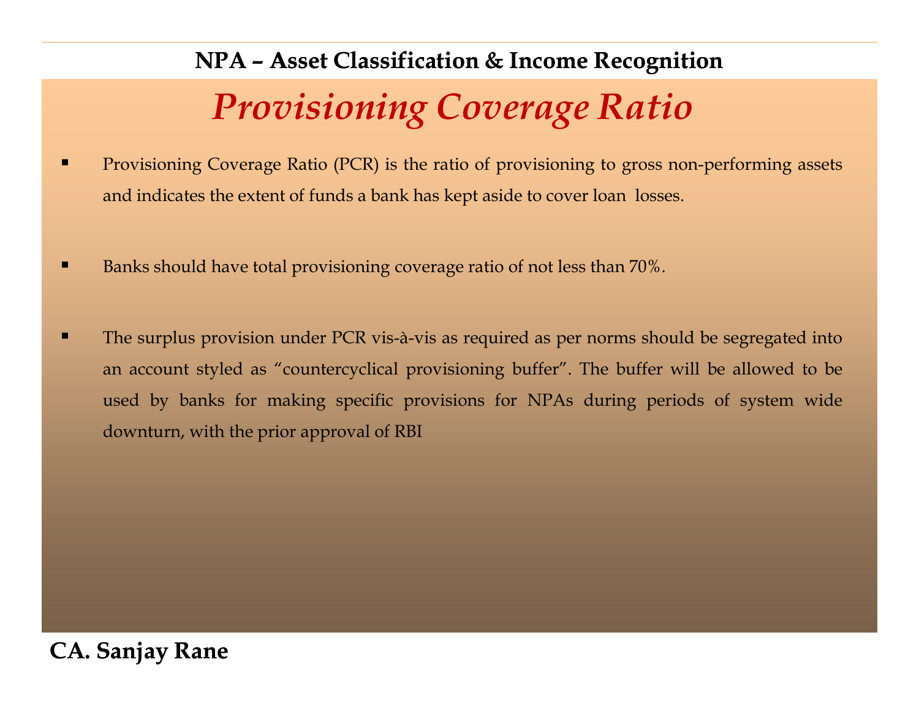## NPA – Asset Classification & Income Recognition

# *Provisioning Coverage Ratio*

- Provisioning Coverage Ratio (PCR) is the ratio of provisioning to gross non-performing assets and indicates the extent of funds a bank has kept aside to cover loan losses.

- Banks should have total provisioning coverage ratio of not less than 70%.

- The surplus provision under PCR vis-à-vis as required as per norms should be segregated into an account styled as "countercyclical provisioning buffer". The buffer will be allowed to be used by banks for making specific provisions for NPAs during periods of system wide downturn, with the prior approval of RBI

**CA. Sanjay Rane**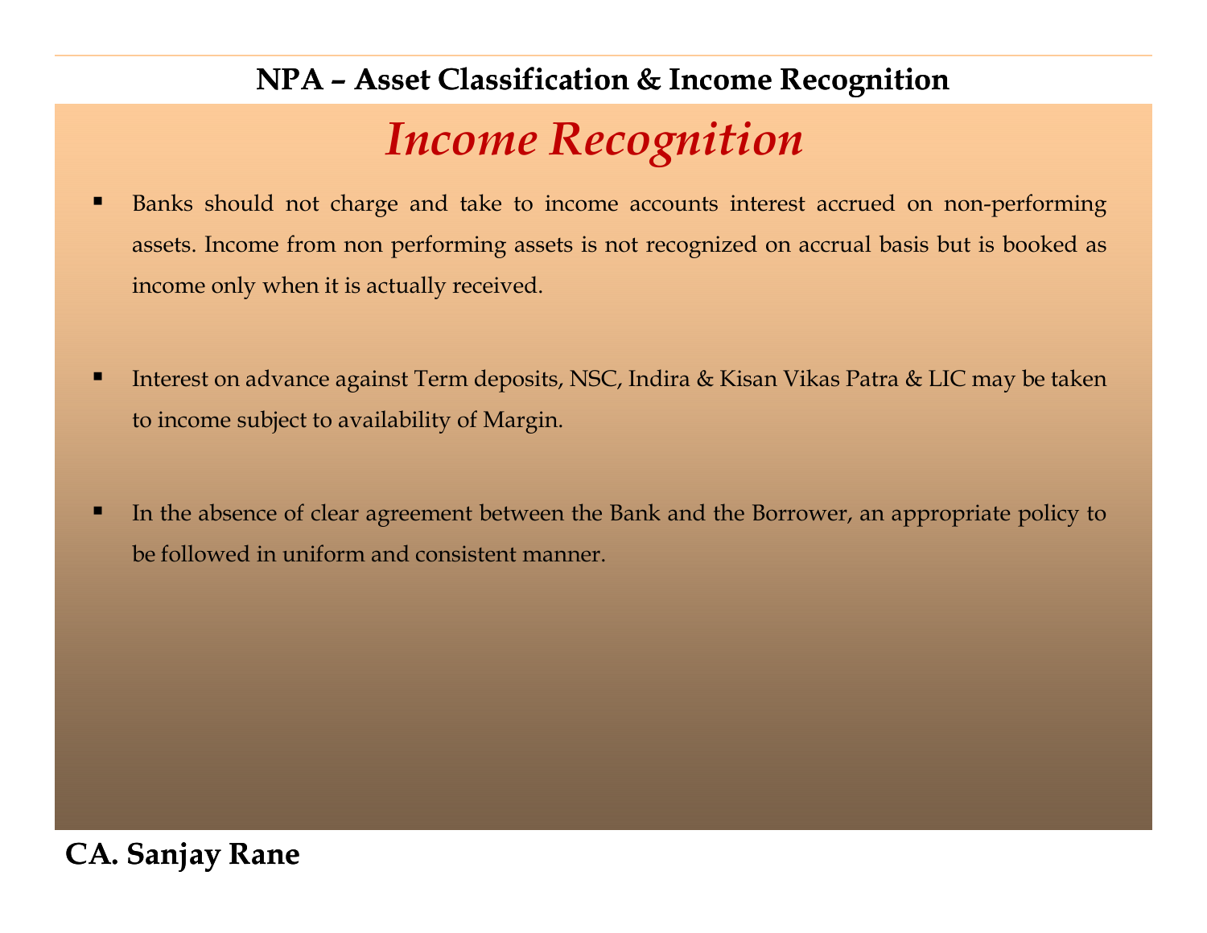## NPA – Asset Classification & Income Recognition

# *Income Recognition*

- Banks should not charge and take to income accounts interest accrued on non-performing assets. Income from non performing assets is not recognized on accrual basis but is booked as income only when it is actually received.

- Interest on advance against Term deposits, NSC, Indira & Kisan Vikas Patra & LIC may be taken to income subject to availability of Margin.

- In the absence of clear agreement between the Bank and the Borrower, an appropriate policy to be followed in uniform and consistent manner.

**CA. Sanjay Rane**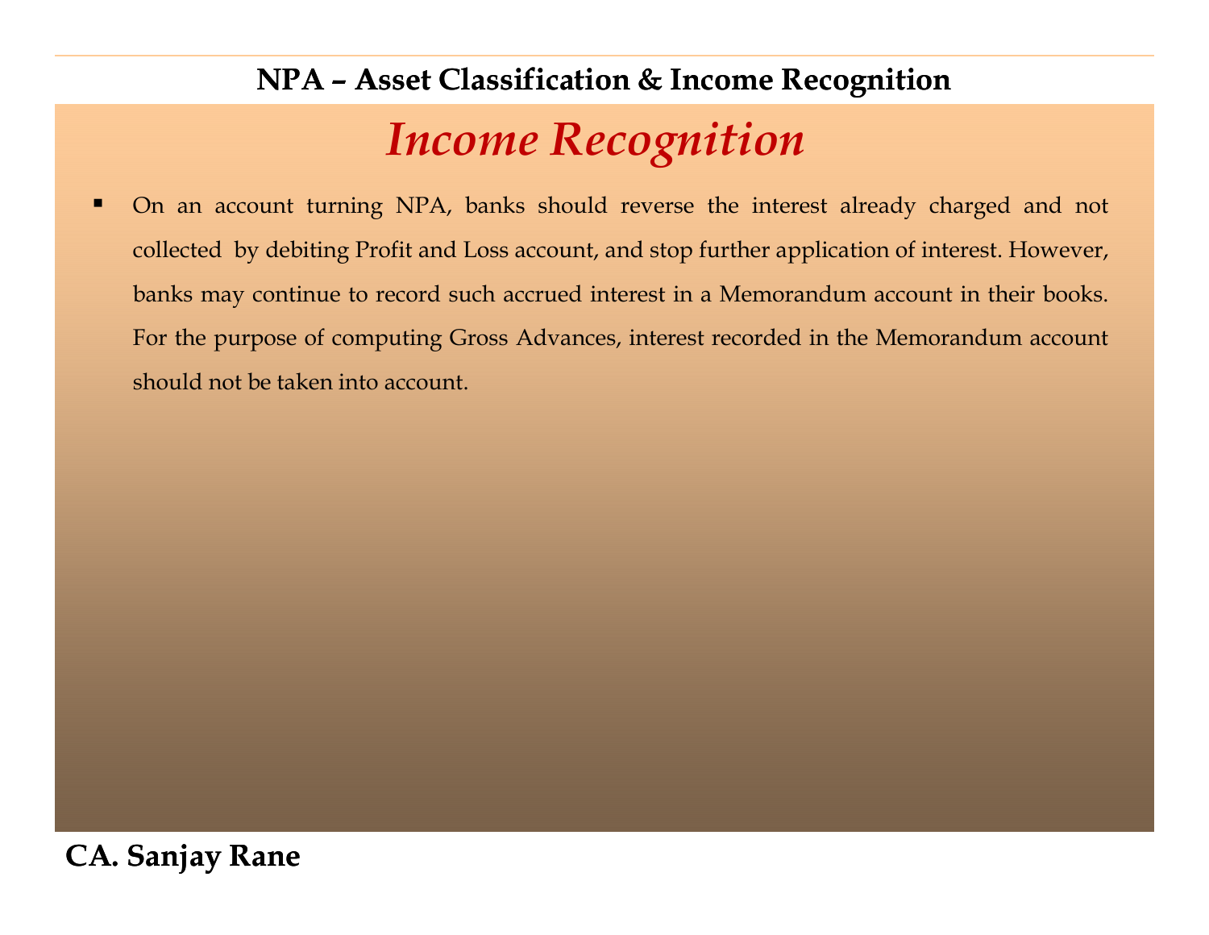## NPA – Asset Classification & Income Recognition

# *Income Recognition*

- On an account turning NPA, banks should reverse the interest already charged and not collected by debiting Profit and Loss account, and stop further application of interest. However, banks may continue to record such accrued interest in a Memorandum account in their books. For the purpose of computing Gross Advances, interest recorded in the Memorandum account should not be taken into account.

**CA. Sanjay Rane**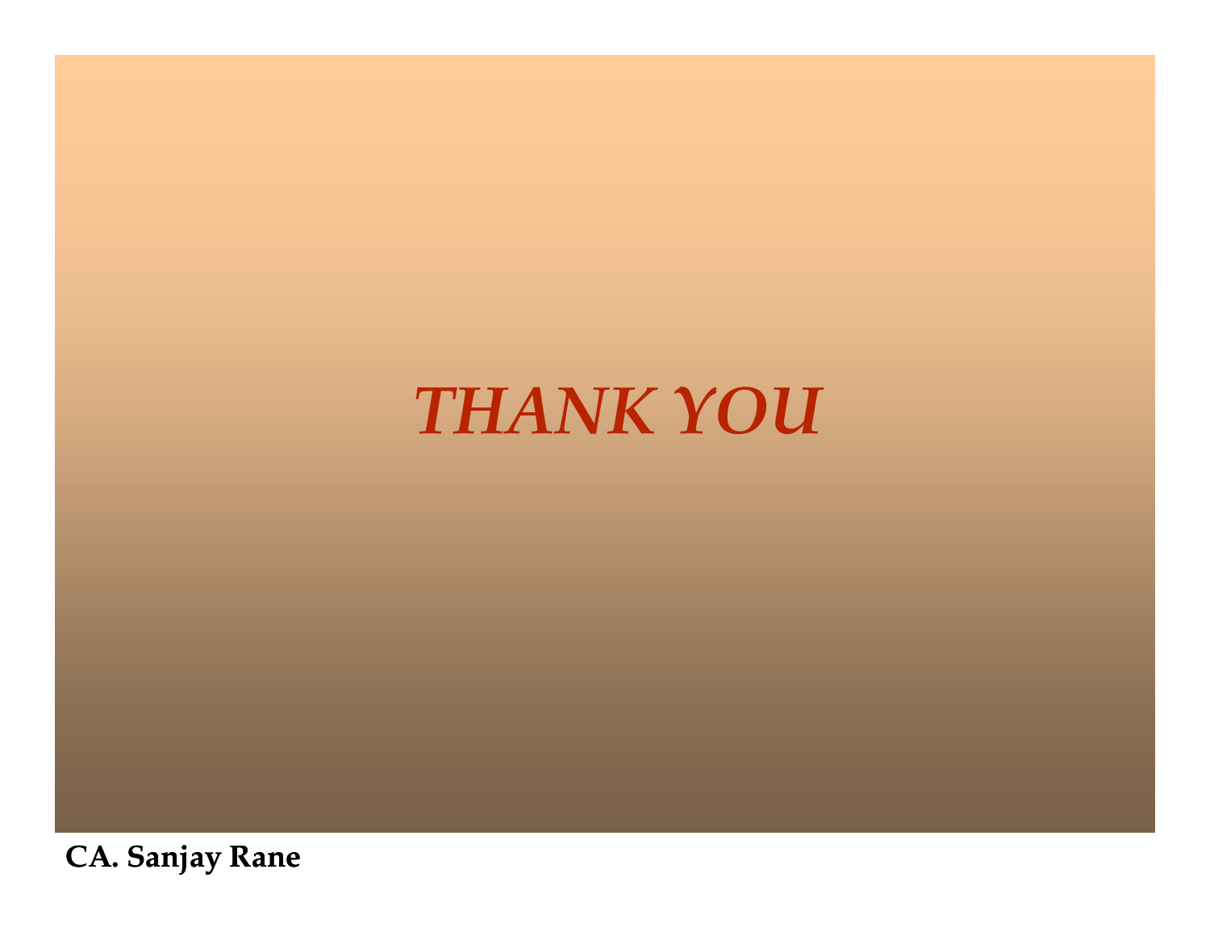***THANK YOU***